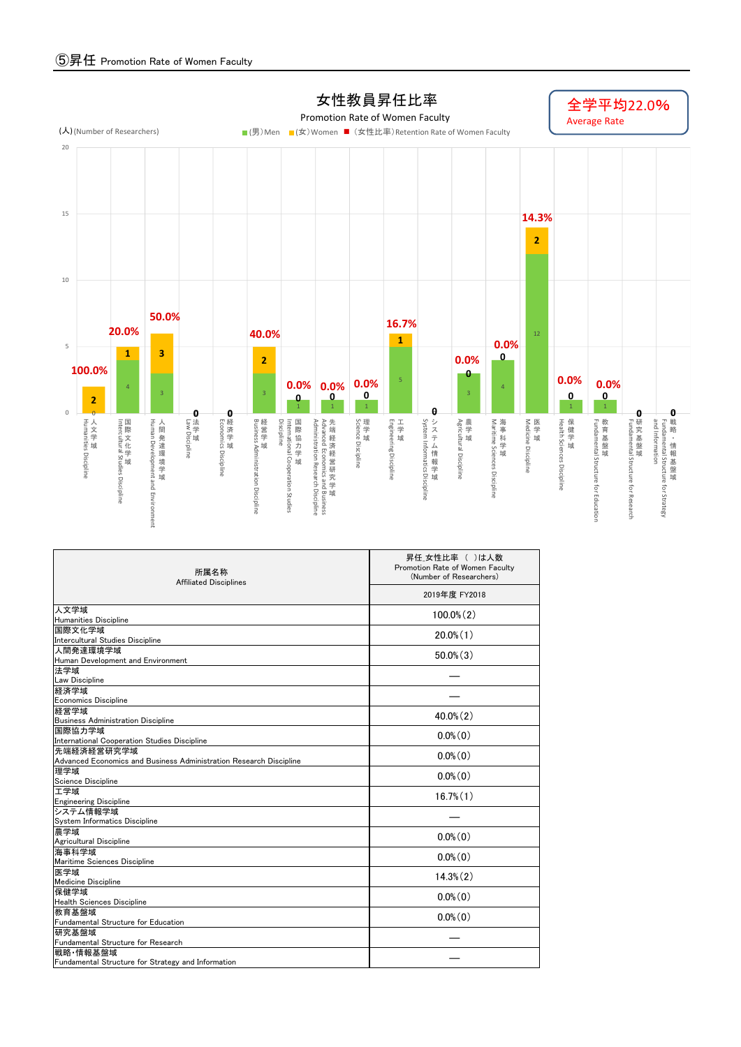## ⑤昇任 Promotion Rate of Women Faculty

女性教員昇任比率
Promotion Rate of Women Faculty

全学平均22.0%
Average Rate

(人)(Number of Researchers)　■(男)Men　■(女)Women　■（女性比率）Retention Rate of Women Faculty

| 所属名称<br>Affiliated Disciplines | 昇任_女性比率 （ ）は人数<br>Promotion Rate of Women Faculty<br>(Number of Researchers)<br>2019年度 FY2018 |
|---|---|
| 人文学域<br>Humanities Discipline | 100.0%(2) |
| 国際文化学域<br>Intercultural Studies Discipline | 20.0%(1) |
| 人間発達環境学域<br>Human Development and Environment | 50.0%(3) |
| 法学域<br>Law Discipline | — |
| 経済学域<br>Economics Discipline | — |
| 経営学域<br>Business Administration Discipline | 40.0%(2) |
| 国際協力学域<br>International Cooperation Studies Discipline | 0.0%(0) |
| 先端経済経営研究学域<br>Advanced Economics and Business Administration Research Discipline | 0.0%(0) |
| 理学域<br>Science Discipline | 0.0%(0) |
| 工学域<br>Engineering Discipline | 16.7%(1) |
| システム情報学域<br>System Informatics Discipline | — |
| 農学域<br>Agricultural Discipline | 0.0%(0) |
| 海事科学域<br>Maritime Sciences Discipline | 0.0%(0) |
| 医学域<br>Medicine Discipline | 14.3%(2) |
| 保健学域<br>Health Sciences Discipline | 0.0%(0) |
| 教育基盤域<br>Fundamental Structure for Education | 0.0%(0) |
| 研究基盤域<br>Fundamental Structure for Research | — |
| 戦略・情報基盤域<br>Fundamental Structure for Strategy and Information | — |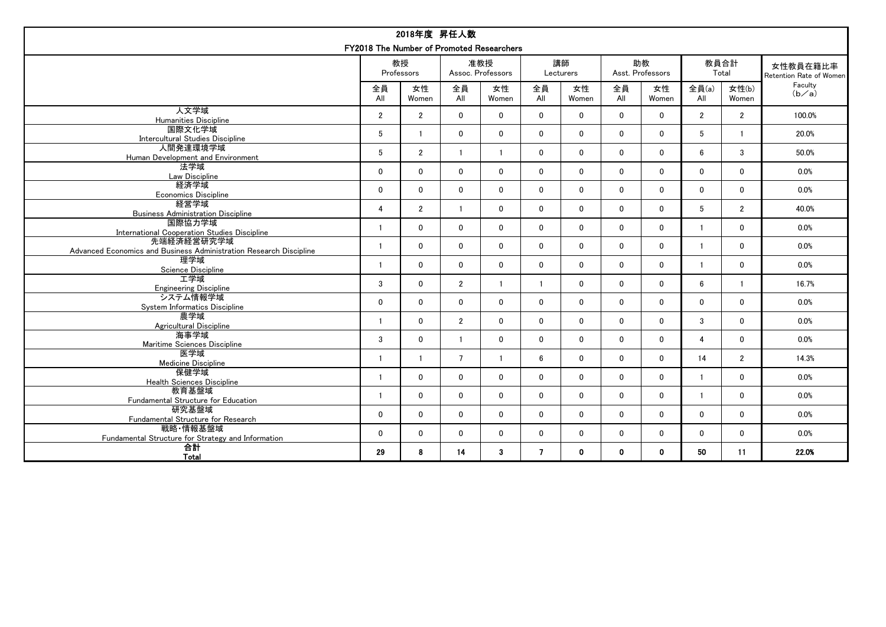# 2018年度 昇任人数

## FY2018 The Number of Promoted Researchers

| | 教授 Professors | | 准教授 Assoc. Professors | | 講師 Lecturers | | 助教 Asst. Professors | | 教員合計 Total | | 女性教員在籍比率 Retention Rate of Women Faculty |
|---|---|---|---|---|---|---|---|---|---|---|---|
| | 全員 All | 女性 Women | 全員 All | 女性 Women | 全員 All | 女性 Women | 全員 All | 女性 Women | 全員(a) All | 女性(b) Women | (b／a) |
| 人文学域 Humanities Discipline | 2 | 2 | 0 | 0 | 0 | 0 | 0 | 0 | 2 | 2 | 100.0% |
| 国際文化学域 Intercultural Studies Discipline | 5 | 1 | 0 | 0 | 0 | 0 | 0 | 0 | 5 | 1 | 20.0% |
| 人間発達環境学域 Human Development and Environment | 5 | 2 | 1 | 1 | 0 | 0 | 0 | 0 | 6 | 3 | 50.0% |
| 法学域 Law Discipline | 0 | 0 | 0 | 0 | 0 | 0 | 0 | 0 | 0 | 0 | 0.0% |
| 経済学域 Economics Discipline | 0 | 0 | 0 | 0 | 0 | 0 | 0 | 0 | 0 | 0 | 0.0% |
| 経営学域 Business Administration Discipline | 4 | 2 | 1 | 0 | 0 | 0 | 0 | 0 | 5 | 2 | 40.0% |
| 国際協力学域 International Cooperation Studies Discipline | 1 | 0 | 0 | 0 | 0 | 0 | 0 | 0 | 1 | 0 | 0.0% |
| 先端経済経営研究学域 Advanced Economics and Business Administration Research Discipline | 1 | 0 | 0 | 0 | 0 | 0 | 0 | 0 | 1 | 0 | 0.0% |
| 理学域 Science Discipline | 1 | 0 | 0 | 0 | 0 | 0 | 0 | 0 | 1 | 0 | 0.0% |
| 工学域 Engineering Discipline | 3 | 0 | 2 | 1 | 1 | 0 | 0 | 0 | 6 | 1 | 16.7% |
| システム情報学域 System Informatics Discipline | 0 | 0 | 0 | 0 | 0 | 0 | 0 | 0 | 0 | 0 | 0.0% |
| 農学域 Agricultural Discipline | 1 | 0 | 2 | 0 | 0 | 0 | 0 | 0 | 3 | 0 | 0.0% |
| 海事学域 Maritime Sciences Discipline | 3 | 0 | 1 | 0 | 0 | 0 | 0 | 0 | 4 | 0 | 0.0% |
| 医学域 Medicine Discipline | 1 | 1 | 7 | 1 | 6 | 0 | 0 | 0 | 14 | 2 | 14.3% |
| 保健学域 Health Sciences Discipline | 1 | 0 | 0 | 0 | 0 | 0 | 0 | 0 | 1 | 0 | 0.0% |
| 教育基盤域 Fundamental Structure for Education | 1 | 0 | 0 | 0 | 0 | 0 | 0 | 0 | 1 | 0 | 0.0% |
| 研究基盤域 Fundamental Structure for Research | 0 | 0 | 0 | 0 | 0 | 0 | 0 | 0 | 0 | 0 | 0.0% |
| 戦略･情報基盤域 Fundamental Structure for Strategy and Information | 0 | 0 | 0 | 0 | 0 | 0 | 0 | 0 | 0 | 0 | 0.0% |
| **合計 Total** | **29** | **8** | **14** | **3** | **7** | **0** | **0** | **0** | **50** | **11** | **22.0%** |